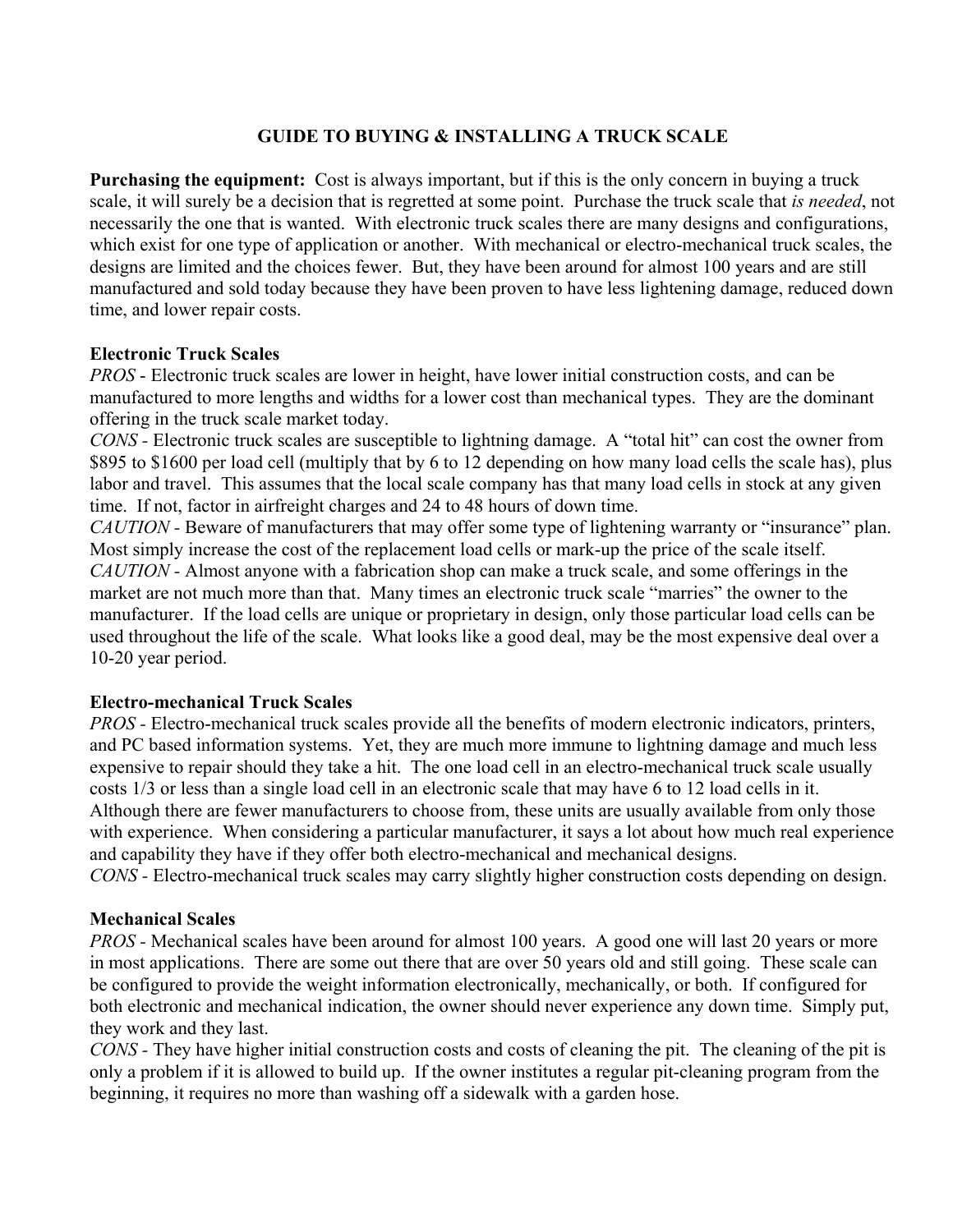# GUIDE TO BUYING & INSTALLING A TRUCK SCALE

**Purchasing the equipment:** Cost is always important, but if this is the only concern in buying a truck scale, it will surely be a decision that is regretted at some point. Purchase the truck scale that *is needed*, not necessarily the one that is wanted. With electronic truck scales there are many designs and configurations, which exist for one type of application or another. With mechanical or electro-mechanical truck scales, the designs are limited and the choices fewer. But, they have been around for almost 100 years and are still manufactured and sold today because they have been proven to have less lightening damage, reduced down time, and lower repair costs.

## Electronic Truck Scales

*PROS* - Electronic truck scales are lower in height, have lower initial construction costs, and can be manufactured to more lengths and widths for a lower cost than mechanical types. They are the dominant offering in the truck scale market today.

*CONS* - Electronic truck scales are susceptible to lightning damage. A "total hit" can cost the owner from $895 to $1600 per load cell (multiply that by 6 to 12 depending on how many load cells the scale has), plus labor and travel. This assumes that the local scale company has that many load cells in stock at any given time. If not, factor in airfreight charges and 24 to 48 hours of down time.

*CAUTION* - Beware of manufacturers that may offer some type of lightening warranty or "insurance" plan. Most simply increase the cost of the replacement load cells or mark-up the price of the scale itself.

*CAUTION* - Almost anyone with a fabrication shop can make a truck scale, and some offerings in the market are not much more than that. Many times an electronic truck scale "marries" the owner to the manufacturer. If the load cells are unique or proprietary in design, only those particular load cells can be used throughout the life of the scale. What looks like a good deal, may be the most expensive deal over a 10-20 year period.

## Electro-mechanical Truck Scales

*PROS* - Electro-mechanical truck scales provide all the benefits of modern electronic indicators, printers, and PC based information systems. Yet, they are much more immune to lightning damage and much less expensive to repair should they take a hit. The one load cell in an electro-mechanical truck scale usually costs 1/3 or less than a single load cell in an electronic scale that may have 6 to 12 load cells in it. Although there are fewer manufacturers to choose from, these units are usually available from only those with experience. When considering a particular manufacturer, it says a lot about how much real experience and capability they have if they offer both electro-mechanical and mechanical designs.

*CONS* - Electro-mechanical truck scales may carry slightly higher construction costs depending on design.

## Mechanical Scales

*PROS* - Mechanical scales have been around for almost 100 years. A good one will last 20 years or more in most applications. There are some out there that are over 50 years old and still going. These scale can be configured to provide the weight information electronically, mechanically, or both. If configured for both electronic and mechanical indication, the owner should never experience any down time. Simply put, they work and they last.

*CONS* - They have higher initial construction costs and costs of cleaning the pit. The cleaning of the pit is only a problem if it is allowed to build up. If the owner institutes a regular pit-cleaning program from the beginning, it requires no more than washing off a sidewalk with a garden hose.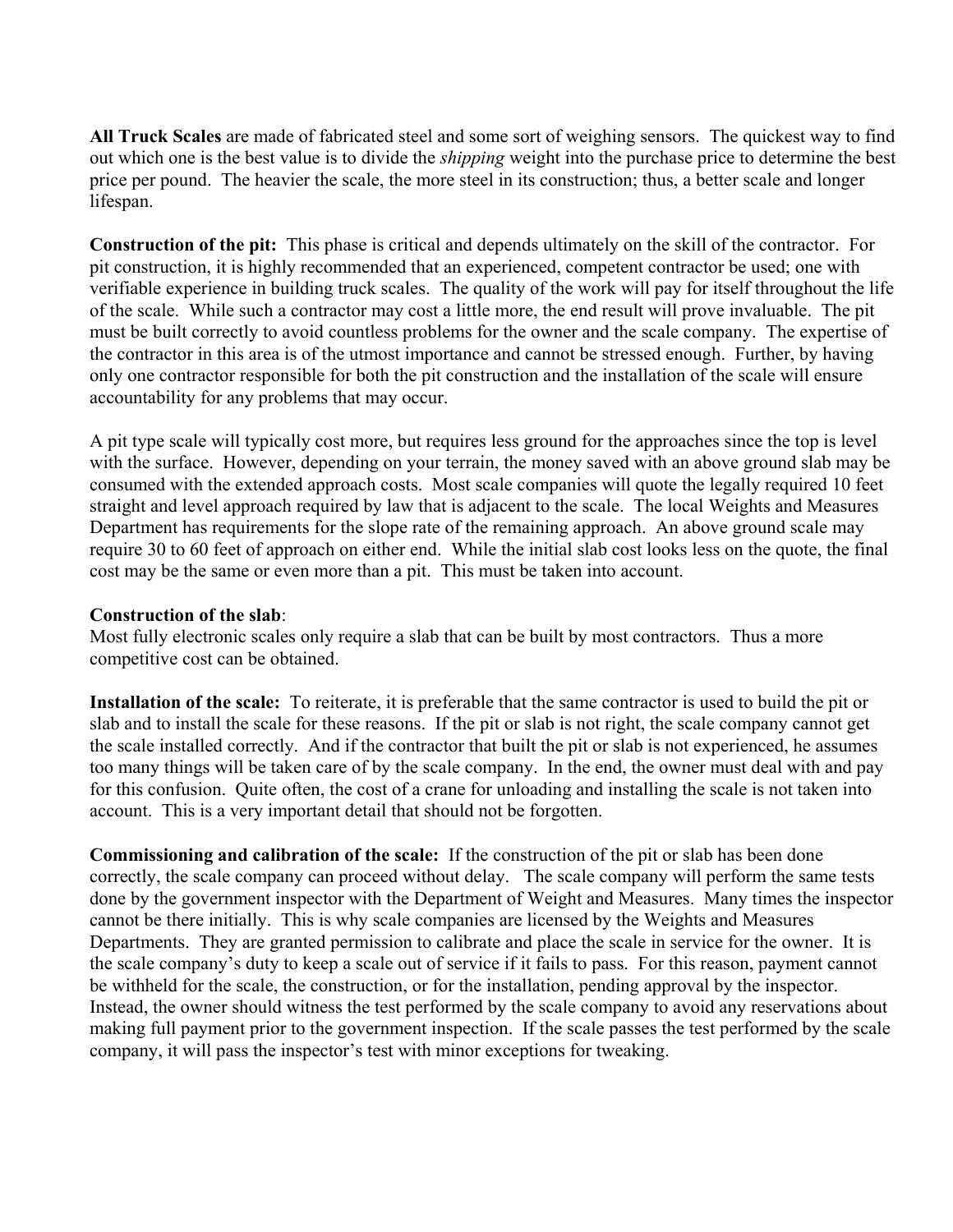**All Truck Scales** are made of fabricated steel and some sort of weighing sensors. The quickest way to find out which one is the best value is to divide the *shipping* weight into the purchase price to determine the best price per pound. The heavier the scale, the more steel in its construction; thus, a better scale and longer lifespan.

**Construction of the pit:** This phase is critical and depends ultimately on the skill of the contractor. For pit construction, it is highly recommended that an experienced, competent contractor be used; one with verifiable experience in building truck scales. The quality of the work will pay for itself throughout the life of the scale. While such a contractor may cost a little more, the end result will prove invaluable. The pit must be built correctly to avoid countless problems for the owner and the scale company. The expertise of the contractor in this area is of the utmost importance and cannot be stressed enough. Further, by having only one contractor responsible for both the pit construction and the installation of the scale will ensure accountability for any problems that may occur.

A pit type scale will typically cost more, but requires less ground for the approaches since the top is level with the surface. However, depending on your terrain, the money saved with an above ground slab may be consumed with the extended approach costs. Most scale companies will quote the legally required 10 feet straight and level approach required by law that is adjacent to the scale. The local Weights and Measures Department has requirements for the slope rate of the remaining approach. An above ground scale may require 30 to 60 feet of approach on either end. While the initial slab cost looks less on the quote, the final cost may be the same or even more than a pit. This must be taken into account.

**Construction of the slab**:
Most fully electronic scales only require a slab that can be built by most contractors. Thus a more competitive cost can be obtained.

**Installation of the scale:** To reiterate, it is preferable that the same contractor is used to build the pit or slab and to install the scale for these reasons. If the pit or slab is not right, the scale company cannot get the scale installed correctly. And if the contractor that built the pit or slab is not experienced, he assumes too many things will be taken care of by the scale company. In the end, the owner must deal with and pay for this confusion. Quite often, the cost of a crane for unloading and installing the scale is not taken into account. This is a very important detail that should not be forgotten.

**Commissioning and calibration of the scale:** If the construction of the pit or slab has been done correctly, the scale company can proceed without delay. The scale company will perform the same tests done by the government inspector with the Department of Weight and Measures. Many times the inspector cannot be there initially. This is why scale companies are licensed by the Weights and Measures Departments. They are granted permission to calibrate and place the scale in service for the owner. It is the scale company's duty to keep a scale out of service if it fails to pass. For this reason, payment cannot be withheld for the scale, the construction, or for the installation, pending approval by the inspector. Instead, the owner should witness the test performed by the scale company to avoid any reservations about making full payment prior to the government inspection. If the scale passes the test performed by the scale company, it will pass the inspector's test with minor exceptions for tweaking.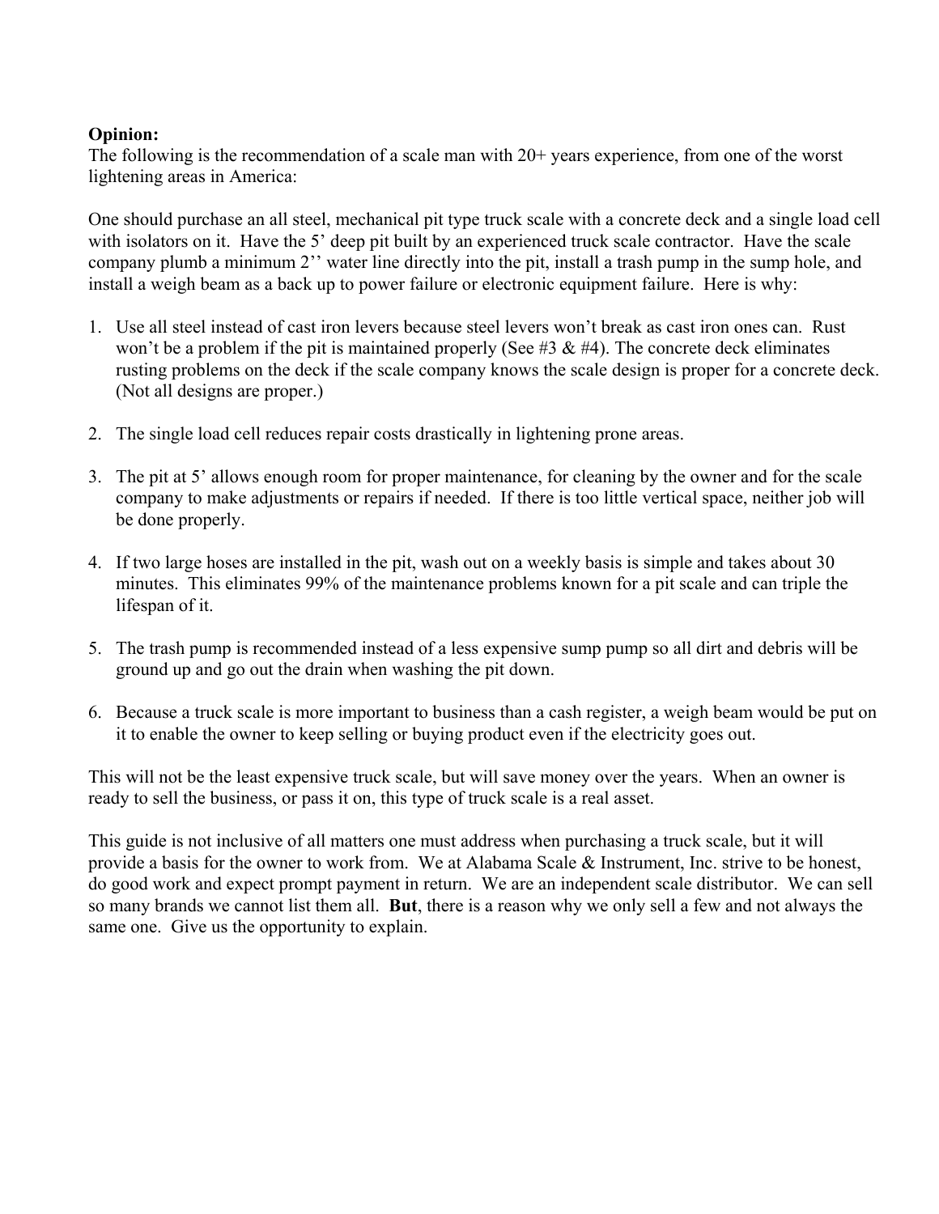**Opinion:**
The following is the recommendation of a scale man with 20+ years experience, from one of the worst lightening areas in America:

One should purchase an all steel, mechanical pit type truck scale with a concrete deck and a single load cell with isolators on it. Have the 5' deep pit built by an experienced truck scale contractor. Have the scale company plumb a minimum 2'' water line directly into the pit, install a trash pump in the sump hole, and install a weigh beam as a back up to power failure or electronic equipment failure. Here is why:

1. Use all steel instead of cast iron levers because steel levers won't break as cast iron ones can. Rust won't be a problem if the pit is maintained properly (See #3 & #4). The concrete deck eliminates rusting problems on the deck if the scale company knows the scale design is proper for a concrete deck. (Not all designs are proper.)

2. The single load cell reduces repair costs drastically in lightening prone areas.

3. The pit at 5' allows enough room for proper maintenance, for cleaning by the owner and for the scale company to make adjustments or repairs if needed. If there is too little vertical space, neither job will be done properly.

4. If two large hoses are installed in the pit, wash out on a weekly basis is simple and takes about 30 minutes. This eliminates 99% of the maintenance problems known for a pit scale and can triple the lifespan of it.

5. The trash pump is recommended instead of a less expensive sump pump so all dirt and debris will be ground up and go out the drain when washing the pit down.

6. Because a truck scale is more important to business than a cash register, a weigh beam would be put on it to enable the owner to keep selling or buying product even if the electricity goes out.

This will not be the least expensive truck scale, but will save money over the years. When an owner is ready to sell the business, or pass it on, this type of truck scale is a real asset.

This guide is not inclusive of all matters one must address when purchasing a truck scale, but it will provide a basis for the owner to work from. We at Alabama Scale & Instrument, Inc. strive to be honest, do good work and expect prompt payment in return. We are an independent scale distributor. We can sell so many brands we cannot list them all. **But**, there is a reason why we only sell a few and not always the same one. Give us the opportunity to explain.